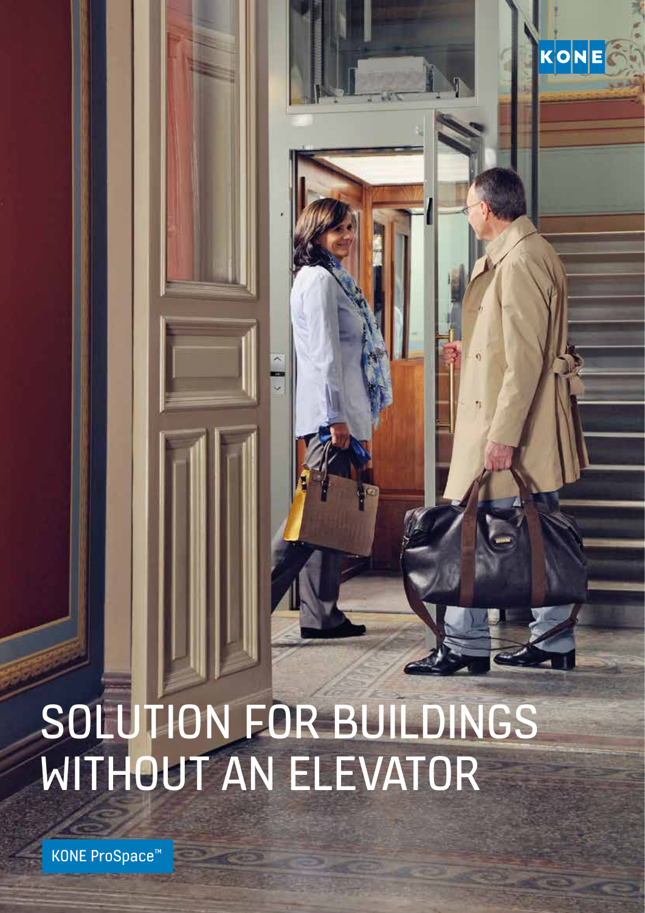KONE

# SOLUTION FOR BUILDINGS WITHOUT AN ELEVATOR

KONE ProSpace™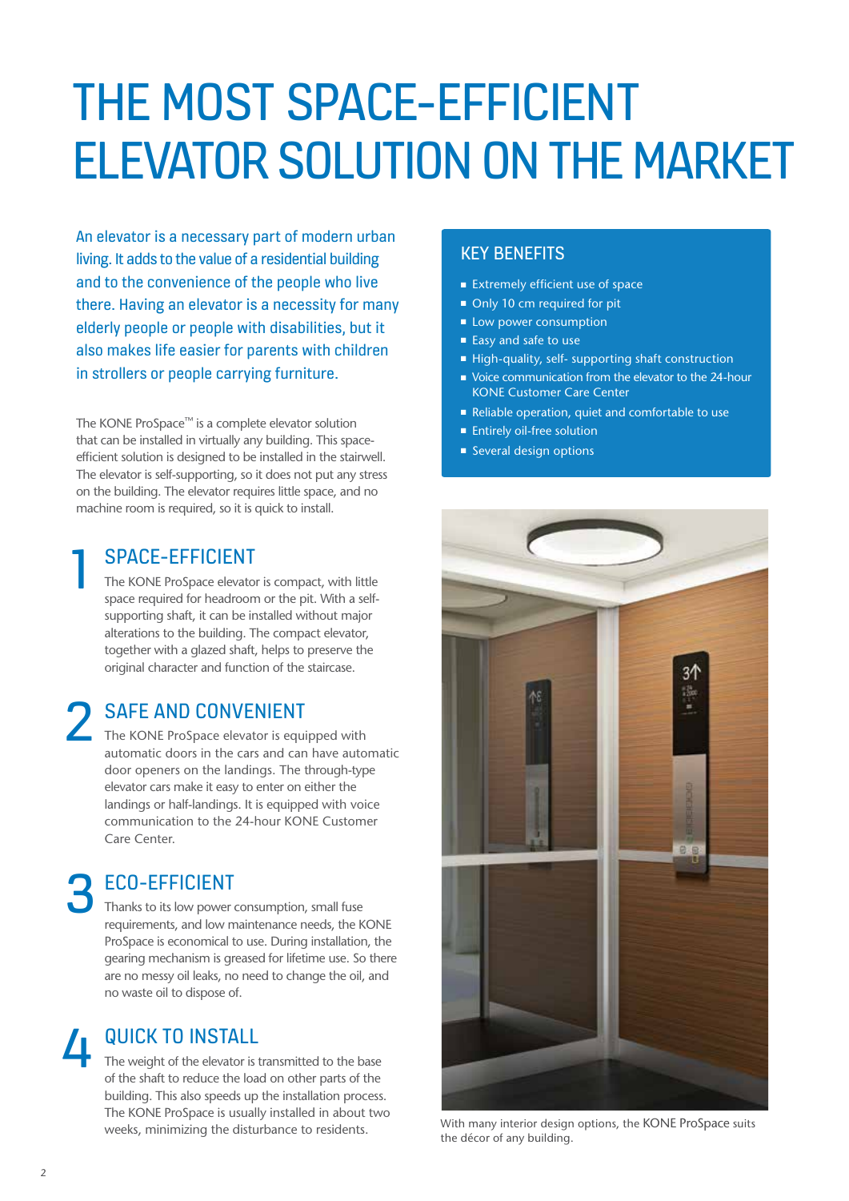# THE MOST SPACE-EFFICIENT ELEVATOR SOLUTION ON THE MARKET

An elevator is a necessary part of modern urban living. It adds to the value of a residential building and to the convenience of the people who live there. Having an elevator is a necessity for many elderly people or people with disabilities, but it also makes life easier for parents with children in strollers or people carrying furniture.

The KONE ProSpace™ is a complete elevator solution that can be installed in virtually any building. This space-efficient solution is designed to be installed in the stairwell. The elevator is self-supporting, so it does not put any stress on the building. The elevator requires little space, and no machine room is required, so it is quick to install.

## 1 SPACE-EFFICIENT

The KONE ProSpace elevator is compact, with little space required for headroom or the pit. With a self-supporting shaft, it can be installed without major alterations to the building. The compact elevator, together with a glazed shaft, helps to preserve the original character and function of the staircase.

## 2 SAFE AND CONVENIENT

The KONE ProSpace elevator is equipped with automatic doors in the cars and can have automatic door openers on the landings. The through-type elevator cars make it easy to enter on either the landings or half-landings. It is equipped with voice communication to the 24-hour KONE Customer Care Center.

## 3 ECO-EFFICIENT

Thanks to its low power consumption, small fuse requirements, and low maintenance needs, the KONE ProSpace is economical to use. During installation, the gearing mechanism is greased for lifetime use. So there are no messy oil leaks, no need to change the oil, and no waste oil to dispose of.

## 4 QUICK TO INSTALL

The weight of the elevator is transmitted to the base of the shaft to reduce the load on other parts of the building. This also speeds up the installation process. The KONE ProSpace is usually installed in about two weeks, minimizing the disturbance to residents.

## KEY BENEFITS

- Extremely efficient use of space
- Only 10 cm required for pit
- Low power consumption
- Easy and safe to use
- High-quality, self- supporting shaft construction
- Voice communication from the elevator to the 24-hour KONE Customer Care Center
- Reliable operation, quiet and comfortable to use
- Entirely oil-free solution
- Several design options

With many interior design options, the KONE ProSpace suits the décor of any building.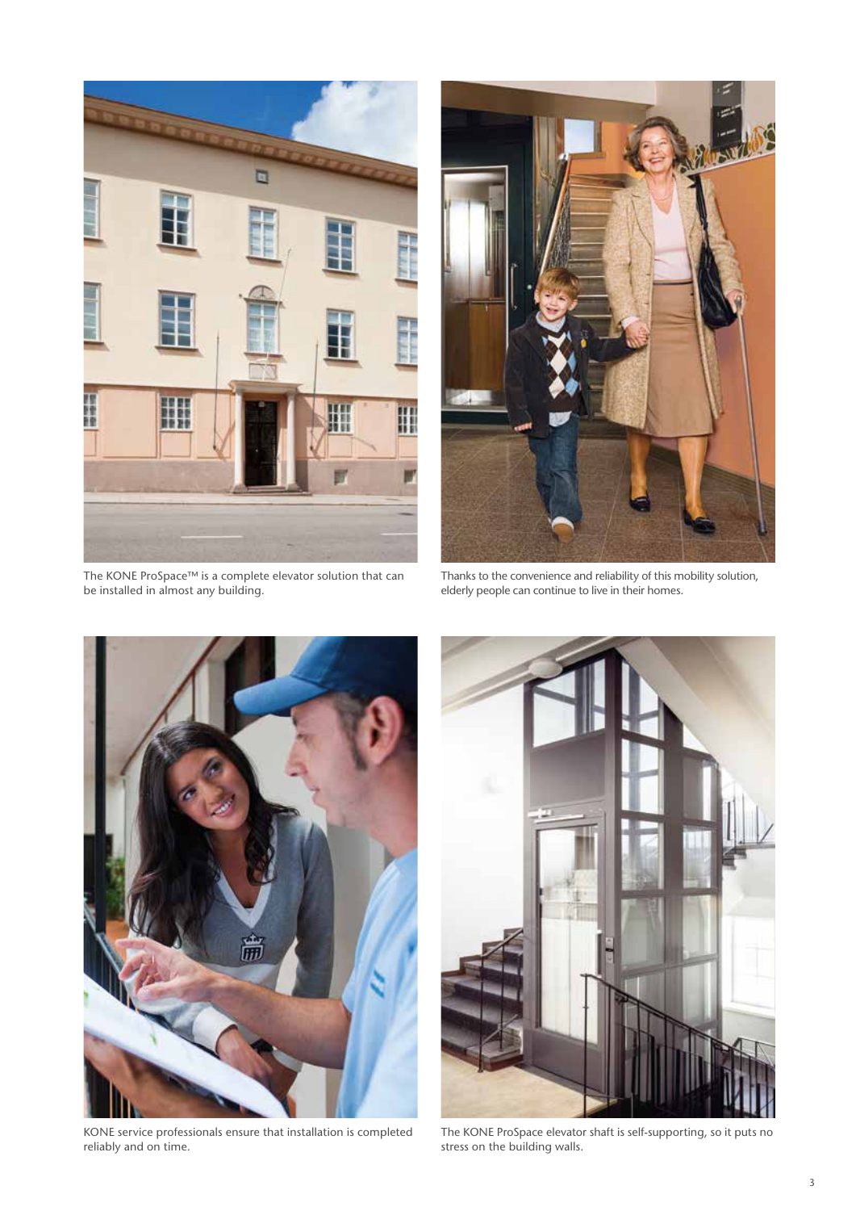The KONE ProSpace™ is a complete elevator solution that can be installed in almost any building.

Thanks to the convenience and reliability of this mobility solution, elderly people can continue to live in their homes.

KONE service professionals ensure that installation is completed reliably and on time.

The KONE ProSpace elevator shaft is self-supporting, so it puts no stress on the building walls.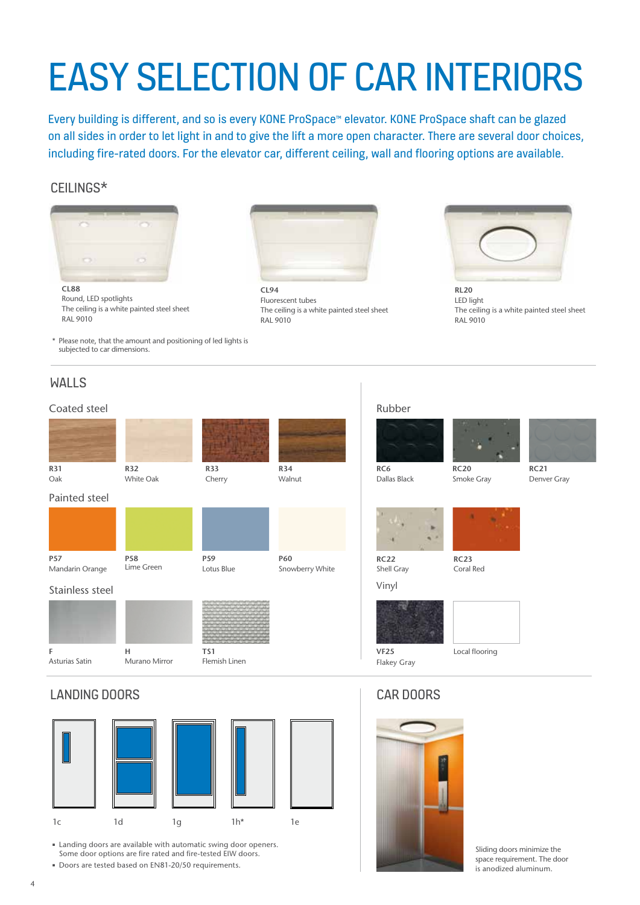# EASY SELECTION OF CAR INTERIORS

Every building is different, and so is every KONE ProSpace™ elevator. KONE ProSpace shaft can be glazed on all sides in order to let light in and to give the lift a more open character. There are several door choices, including fire-rated doors. For the elevator car, different ceiling, wall and flooring options are available.

## CEILINGS*

**CL88**
Round, LED spotlights
The ceiling is a white painted steel sheet
RAL 9010

**CL94**
Fluorescent tubes
The ceiling is a white painted steel sheet
RAL 9010

**RL20**
LED light
The ceiling is a white painted steel sheet
RAL 9010

\* Please note, that the amount and positioning of led lights is subjected to car dimensions.

## WALLS

### Coated steel

**R31** Oak

**R32** White Oak

**R33** Cherry

**R34** Walnut

### Painted steel

**P57** Mandarin Orange

**P58** Lime Green

**P59** Lotus Blue

**P60** Snowberry White

### Stainless steel

**F** Asturias Satin

**H** Murano Mirror

**TS1** Flemish Linen

### Rubber

**RC6** Dallas Black

**RC20** Smoke Gray

**RC21** Denver Gray

**RC22** Shell Gray

**RC23** Coral Red

### Vinyl

**VF25** Flakey Gray

Local flooring

## LANDING DOORS

1c, 1d, 1g, 1h*, 1e

- Landing doors are available with automatic swing door openers. Some door options are fire rated and fire-tested EIW doors.
- Doors are tested based on EN81-20/50 requirements.

## CAR DOORS

Sliding doors minimize the space requirement. The door is anodized aluminum.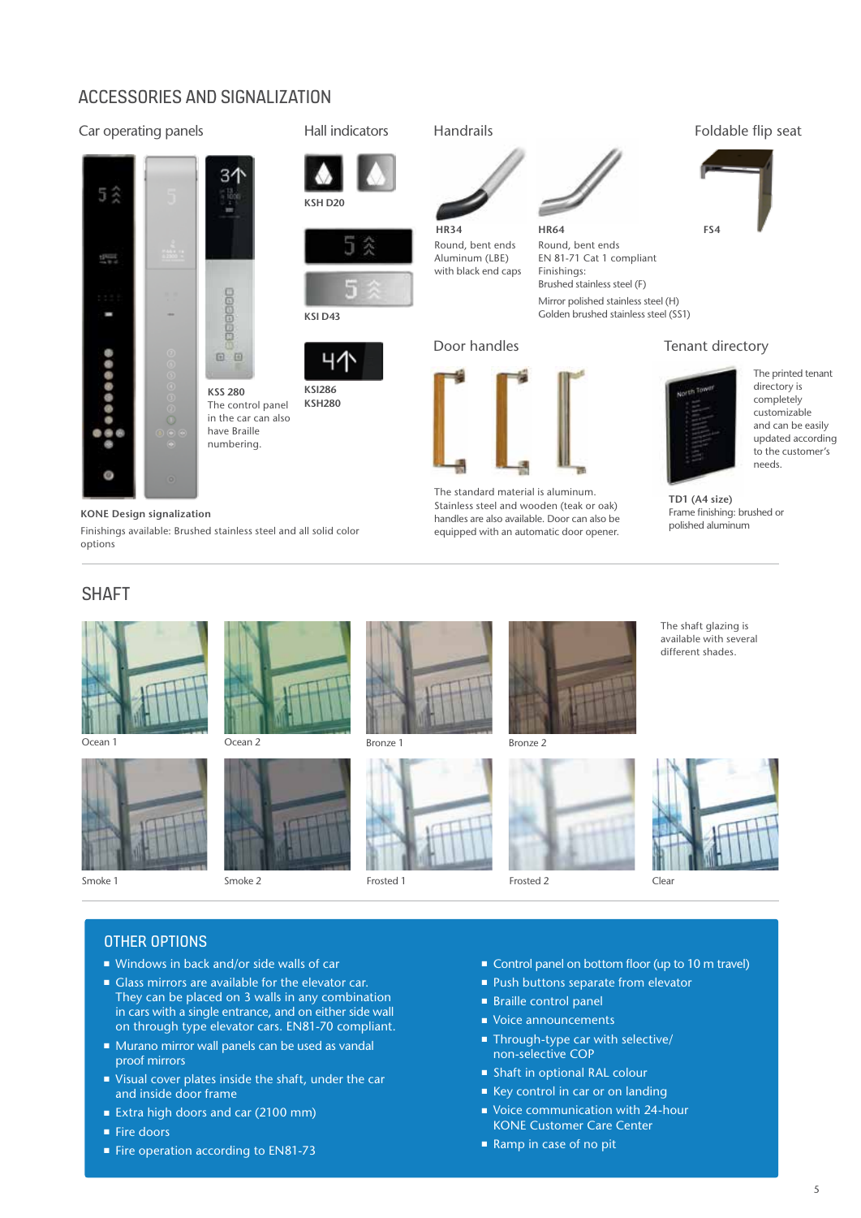## ACCESSORIES AND SIGNALIZATION

### Car operating panels

**KSS 280**
The control panel in the car can also have Braille numbering.

**KONE Design signalization**

Finishings available: Brushed stainless steel and all solid color options

### Hall indicators

**KSH D20**

**KSI D43**

**KSI286**
**KSH280**

### Handrails

**HR34**
Round, bent ends
Aluminum (LBE)
with black end caps

**HR64**
Round, bent ends
EN 81-71 Cat 1 compliant
Finishings:
Brushed stainless steel (F)
Mirror polished stainless steel (H)
Golden brushed stainless steel (SS1)

### Foldable flip seat

**FS4**

### Door handles

The standard material is aluminum. Stainless steel and wooden (teak or oak) handles are also available. Door can also be equipped with an automatic door opener.

### Tenant directory

The printed tenant directory is completely customizable and can be easily updated according to the customer's needs.

**TD1 (A4 size)**
Frame finishing: brushed or polished aluminum

## SHAFT

The shaft glazing is available with several different shades.

Ocean 1, Ocean 2, Bronze 1, Bronze 2, Smoke 1, Smoke 2, Frosted 1, Frosted 2, Clear

## OTHER OPTIONS

- Windows in back and/or side walls of car
- Glass mirrors are available for the elevator car. They can be placed on 3 walls in any combination in cars with a single entrance, and on either side wall on through type elevator cars. EN81-70 compliant.
- Murano mirror wall panels can be used as vandal proof mirrors
- Visual cover plates inside the shaft, under the car and inside door frame
- Extra high doors and car (2100 mm)
- Fire doors
- Fire operation according to EN81-73
- Control panel on bottom floor (up to 10 m travel)
- Push buttons separate from elevator
- Braille control panel
- Voice announcements
- Through-type car with selective/ non-selective COP
- Shaft in optional RAL colour
- Key control in car or on landing
- Voice communication with 24-hour KONE Customer Care Center
- Ramp in case of no pit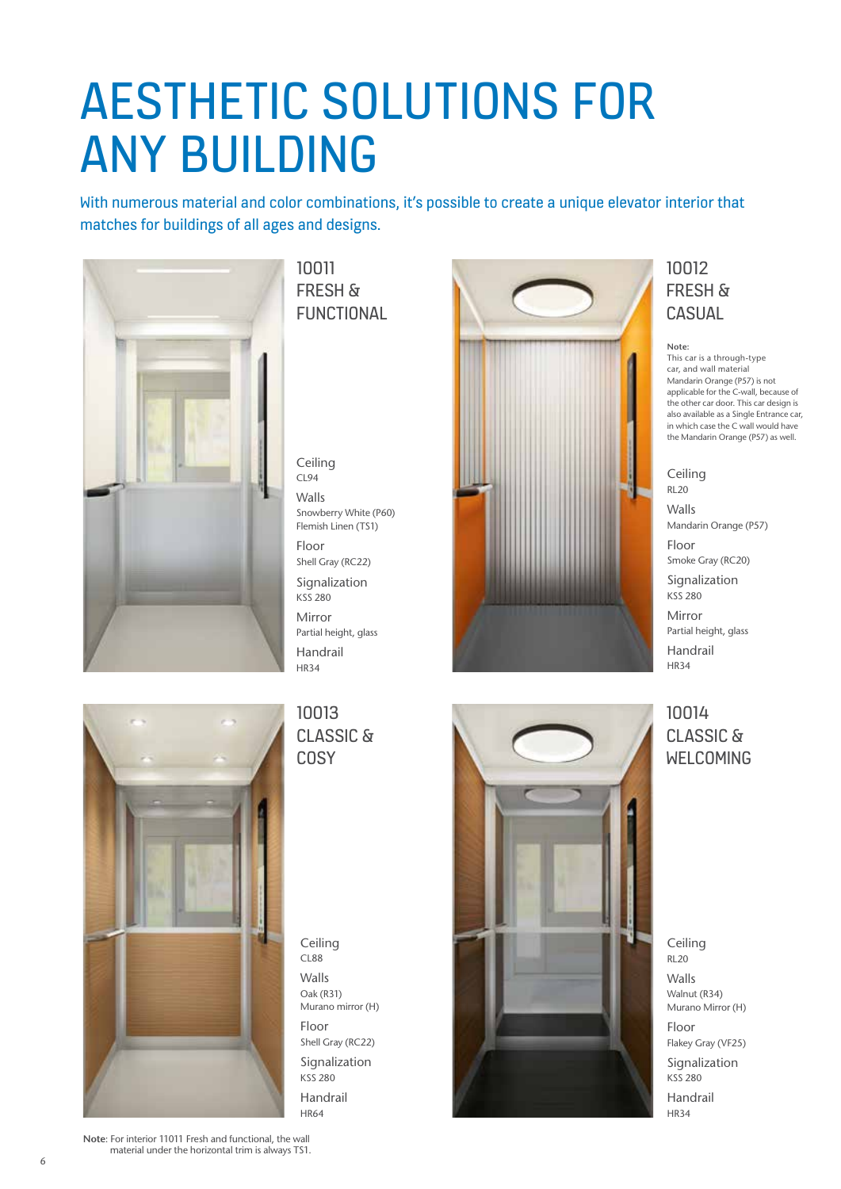# AESTHETIC SOLUTIONS FOR ANY BUILDING

With numerous material and color combinations, it's possible to create a unique elevator interior that matches for buildings of all ages and designs.

## 10011 FRESH & FUNCTIONAL

Ceiling
CL94

Walls
Snowberry White (P60)
Flemish Linen (TS1)

Floor
Shell Gray (RC22)

Signalization
KSS 280

Mirror
Partial height, glass

Handrail
HR34

## 10012 FRESH & CASUAL

**Note:**
This car is a through-type car, and wall material Mandarin Orange (P57) is not applicable for the C-wall, because of the other car door. This car design is also available as a Single Entrance car, in which case the C wall would have the Mandarin Orange (P57) as well.

Ceiling
RL20

Walls
Mandarin Orange (P57)

Floor
Smoke Gray (RC20)

Signalization
KSS 280

Mirror
Partial height, glass

Handrail
HR34

## 10013 CLASSIC & COSY

Ceiling
CL88

Walls
Oak (R31)
Murano mirror (H)

Floor
Shell Gray (RC22)

Signalization
KSS 280

Handrail
HR64

## 10014 CLASSIC & WELCOMING

Ceiling
RL20

Walls
Walnut (R34)
Murano Mirror (H)

Floor
Flakey Gray (VF25)

Signalization
KSS 280

Handrail
HR34

**Note**: For interior 11011 Fresh and functional, the wall material under the horizontal trim is always TS1.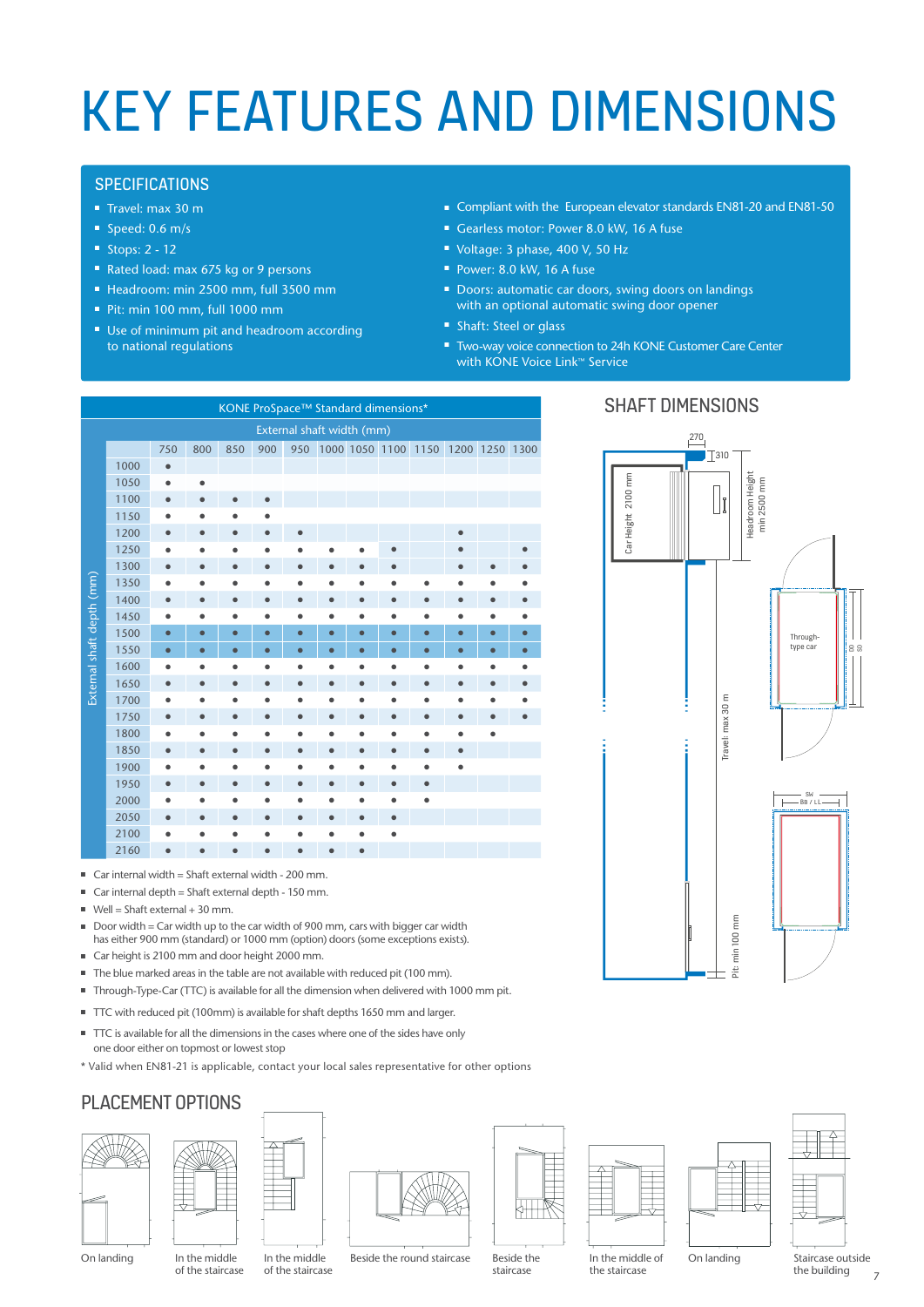# KEY FEATURES AND DIMENSIONS

## SPECIFICATIONS

- Travel: max 30 m
- Speed: 0.6 m/s
- Stops: 2 - 12
- Rated load: max 675 kg or 9 persons
- Headroom: min 2500 mm, full 3500 mm
- Pit: min 100 mm, full 1000 mm
- Use of minimum pit and headroom according to national regulations
- Compliant with the European elevator standards EN81-20 and EN81-50
- Gearless motor: Power 8.0 kW, 16 A fuse
- Voltage: 3 phase, 400 V, 50 Hz
- Power: 8.0 kW, 16 A fuse
- Doors: automatic car doors, swing doors on landings with an optional automatic swing door opener
- Shaft: Steel or glass
- Two-way voice connection to 24h KONE Customer Care Center with KONE Voice Link™ Service

**KONE ProSpace™ Standard dimensions***

| External shaft depth (mm) \ External shaft width (mm) | 750 | 800 | 850 | 900 | 950 | 1000 | 1050 | 1100 | 1150 | 1200 | 1250 | 1300 |
|---|---|---|---|---|---|---|---|---|---|---|---|---|
| 1000 | ● | | | | | | | | | | | |
| 1050 | ● | ● | | | | | | | | | | |
| 1100 | ● | ● | ● | ● | | | | | | | | |
| 1150 | ● | ● | ● | ● | | | | | | | | |
| 1200 | ● | ● | ● | ● | ● | | | | | ● | | |
| 1250 | ● | ● | ● | ● | ● | ● | ● | ● | | ● | | ● |
| 1300 | ● | ● | ● | ● | ● | ● | ● | ● | | ● | ● | ● |
| 1350 | ● | ● | ● | ● | ● | ● | ● | ● | ● | ● | ● | ● |
| 1400 | ● | ● | ● | ● | ● | ● | ● | ● | ● | ● | ● | ● |
| 1450 | ● | ● | ● | ● | ● | ● | ● | ● | ● | ● | ● | ● |
| 1500 | ● | ● | ● | ● | ● | ● | ● | ● | ● | ● | ● | ● |
| 1550 | ● | ● | ● | ● | ● | ● | ● | ● | ● | ● | ● | ● |
| 1600 | ● | ● | ● | ● | ● | ● | ● | ● | ● | ● | ● | ● |
| 1650 | ● | ● | ● | ● | ● | ● | ● | ● | ● | ● | ● | ● |
| 1700 | ● | ● | ● | ● | ● | ● | ● | ● | ● | ● | ● | ● |
| 1750 | ● | ● | ● | ● | ● | ● | ● | ● | ● | ● | ● | ● |
| 1800 | ● | ● | ● | ● | ● | ● | ● | ● | ● | ● | ● | |
| 1850 | ● | ● | ● | ● | ● | ● | ● | ● | ● | ● | | |
| 1900 | ● | ● | ● | ● | ● | ● | ● | ● | ● | ● | | |
| 1950 | ● | ● | ● | ● | ● | ● | ● | ● | ● | | | |
| 2000 | ● | ● | ● | ● | ● | ● | ● | ● | ● | | | |
| 2050 | ● | ● | ● | ● | ● | ● | ● | ● | | | | |
| 2100 | ● | ● | ● | ● | ● | ● | ● | ● | | | | |
| 2160 | ● | ● | ● | ● | ● | ● | ● | | | | | |

- Car internal width = Shaft external width - 200 mm.
- Car internal depth = Shaft external depth - 150 mm.
- Well = Shaft external + 30 mm.
- Door width = Car width up to the car width of 900 mm, cars with bigger car width has either 900 mm (standard) or 1000 mm (option) doors (some exceptions exists).
- Car height is 2100 mm and door height 2000 mm.
- The blue marked areas in the table are not available with reduced pit (100 mm).
- Through-Type-Car (TTC) is available for all the dimension when delivered with 1000 mm pit.
- TTC with reduced pit (100mm) is available for shaft depths 1650 mm and larger.
- TTC is available for all the dimensions in the cases where one of the sides have only one door either on topmost or lowest stop

\* Valid when EN81-21 is applicable, contact your local sales representative for other options

## SHAFT DIMENSIONS

270 · 310 · Car Height 2100 mm · Headroom Height min 2500 mm · Through-type car · Travel: max 30 m · Pit: min 100 mm · SW · BB / LL

## PLACEMENT OPTIONS

On landing · In the middle of the staircase · In the middle of the staircase · Beside the round staircase · Beside the staircase · In the middle of the staircase · On landing · Staircase outside the building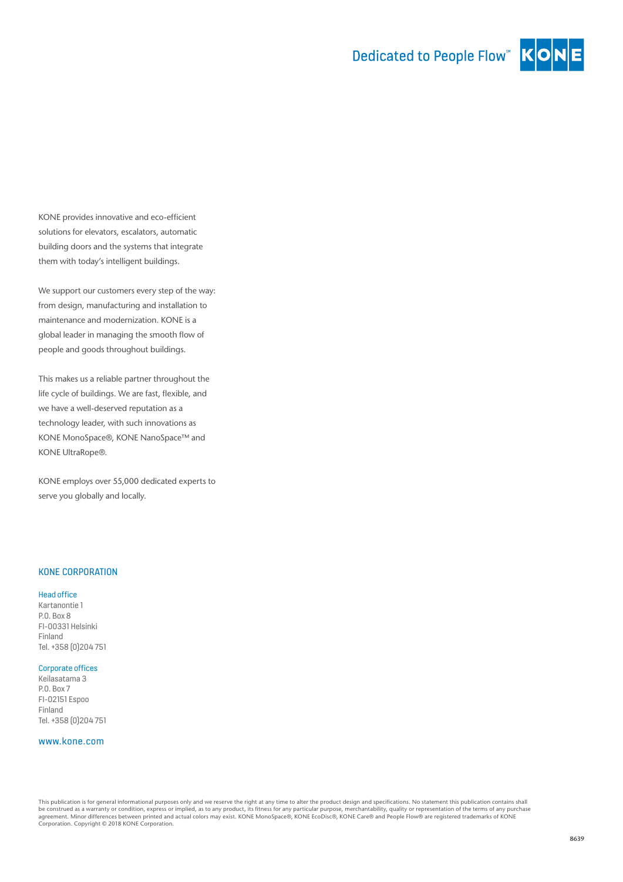Dedicated to People Flow™ KONE

KONE provides innovative and eco-efficient solutions for elevators, escalators, automatic building doors and the systems that integrate them with today's intelligent buildings.

We support our customers every step of the way: from design, manufacturing and installation to maintenance and modernization. KONE is a global leader in managing the smooth flow of people and goods throughout buildings.

This makes us a reliable partner throughout the life cycle of buildings. We are fast, flexible, and we have a well-deserved reputation as a technology leader, with such innovations as KONE MonoSpace®, KONE NanoSpace™ and KONE UltraRope®.

KONE employs over 55,000 dedicated experts to serve you globally and locally.

## KONE CORPORATION

**Head office**
Kartanontie 1
P.O. Box 8
FI-00331 Helsinki
Finland
Tel. +358 (0)204 751

**Corporate offices**
Keilasatama 3
P.O. Box 7
FI-02151 Espoo
Finland
Tel. +358 (0)204 751

www.kone.com

This publication is for general informational purposes only and we reserve the right at any time to alter the product design and specifications. No statement this publication contains shall be construed as a warranty or condition, express or implied, as to any product, its fitness for any particular purpose, merchantability, quality or representation of the terms of any purchase agreement. Minor differences between printed and actual colors may exist. KONE MonoSpace®, KONE EcoDisc®, KONE Care® and People Flow® are registered trademarks of KONE Corporation. Copyright © 2018 KONE Corporation.

8639